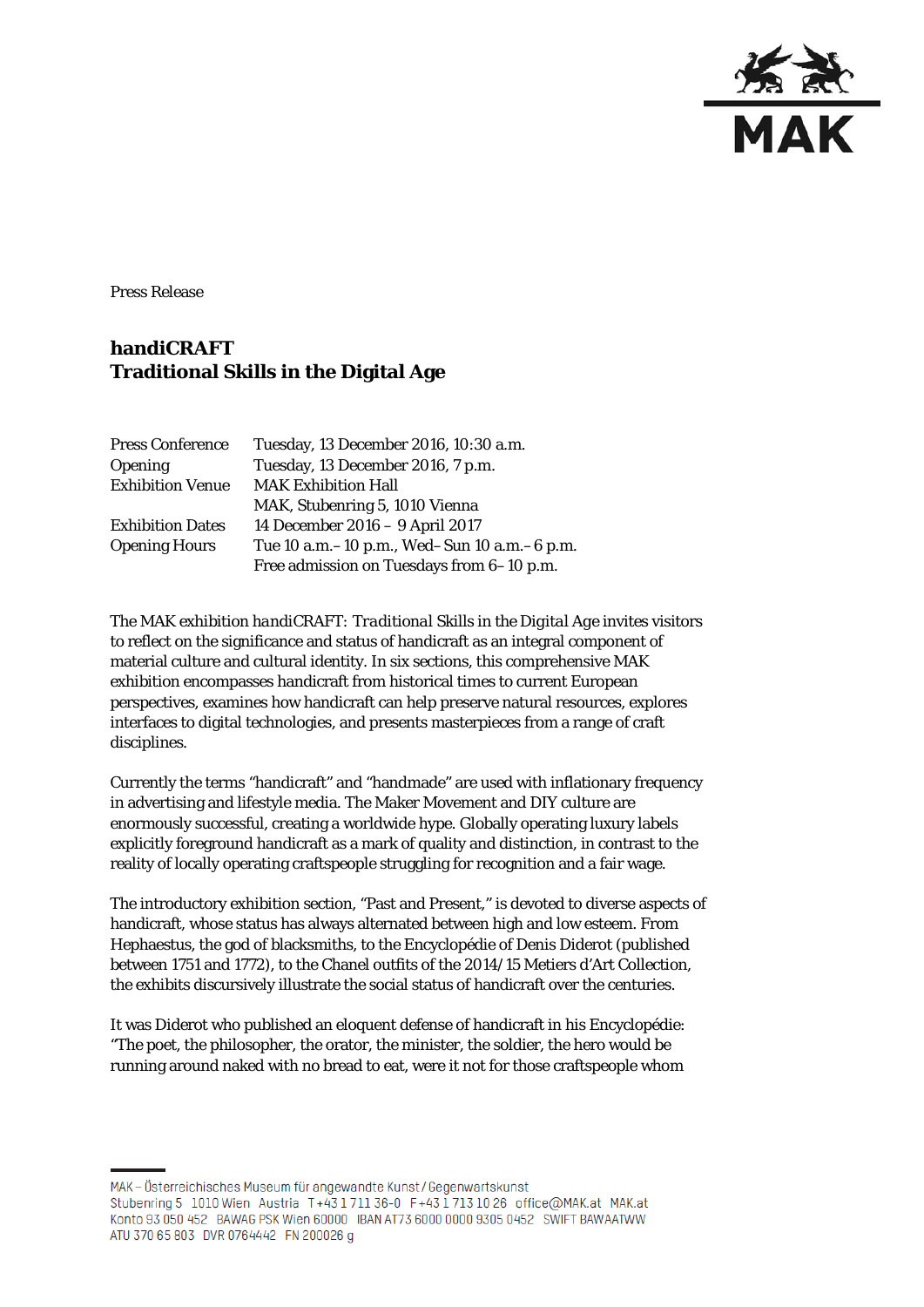Press Release

# handiCRAFT
## Traditional Skills in the Digital Age

| | |
|---|---|
| Press Conference | Tuesday, 13 December 2016, 10:30 a.m. |
| Opening | Tuesday, 13 December 2016, 7 p.m. |
| Exhibition Venue | MAK Exhibition Hall<br>MAK, Stubenring 5, 1010 Vienna |
| Exhibition Dates | 14 December 2016 – 9 April 2017 |
| Opening Hours | Tue 10 a.m.–10 p.m., Wed–Sun 10 a.m.–6 p.m.<br>Free admission on Tuesdays from 6–10 p.m. |

The MAK exhibition *handiCRAFT: Traditional Skills in the Digital Age* invites visitors to reflect on the significance and status of handicraft as an integral component of material culture and cultural identity. In six sections, this comprehensive MAK exhibition encompasses handicraft from historical times to current European perspectives, examines how handicraft can help preserve natural resources, explores interfaces to digital technologies, and presents masterpieces from a range of craft disciplines.

Currently the terms "handicraft" and "handmade" are used with inflationary frequency in advertising and lifestyle media. The Maker Movement and DIY culture are enormously successful, creating a worldwide hype. Globally operating luxury labels explicitly foreground handicraft as a mark of quality and distinction, in contrast to the reality of locally operating craftspeople struggling for recognition and a fair wage.

The introductory exhibition section, "Past and Present," is devoted to diverse aspects of handicraft, whose status has always alternated between high and low esteem. From Hephaestus, the god of blacksmiths, to the Encyclopédie of Denis Diderot (published between 1751 and 1772), to the Chanel outfits of the 2014/15 Metiers d'Art Collection, the exhibits discursively illustrate the social status of handicraft over the centuries.

It was Diderot who published an eloquent defense of handicraft in his Encyclopédie: "The poet, the philosopher, the orator, the minister, the soldier, the hero would be running around naked with no bread to eat, were it not for those craftspeople whom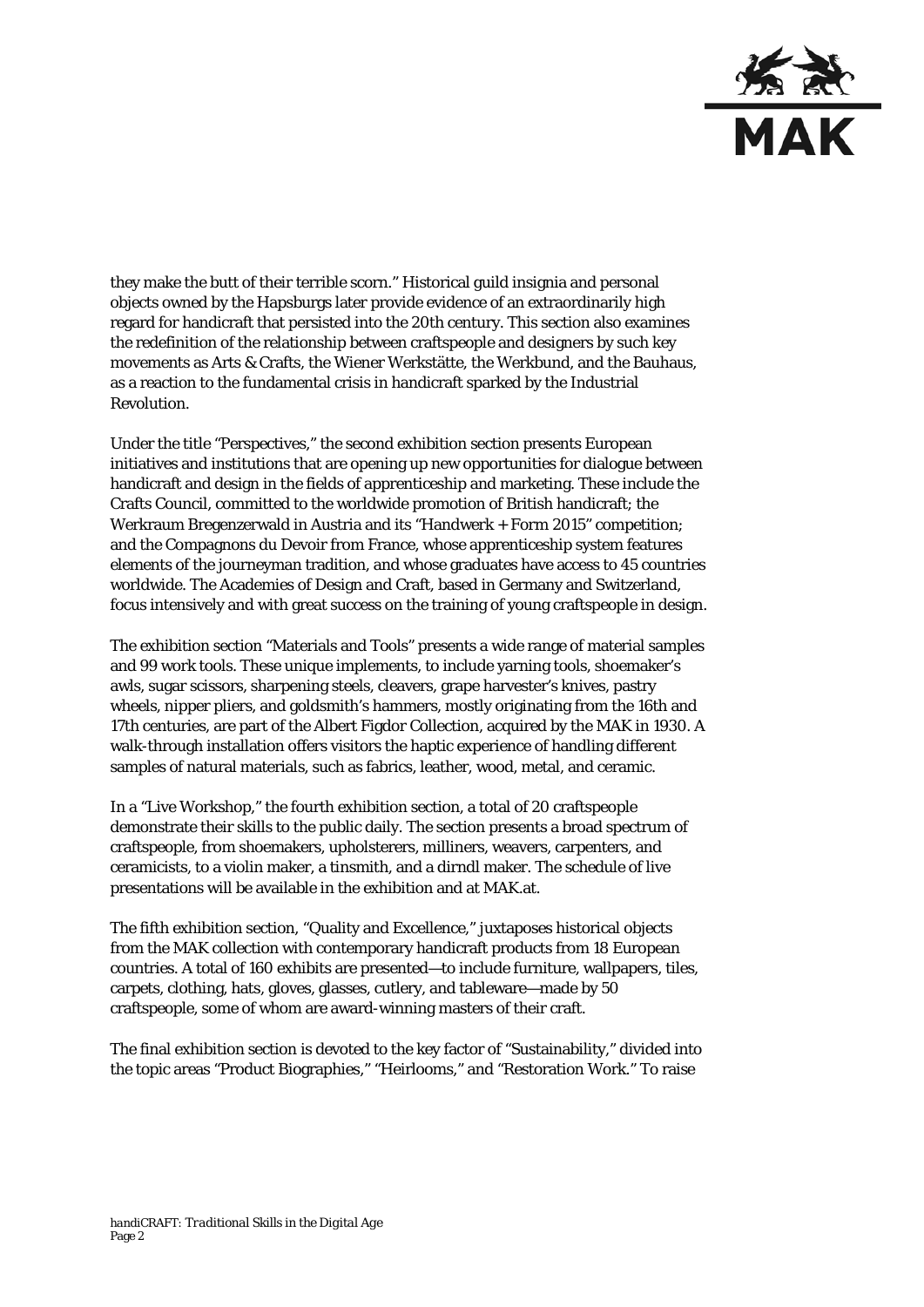they make the butt of their terrible scorn." Historical guild insignia and personal objects owned by the Hapsburgs later provide evidence of an extraordinarily high regard for handicraft that persisted into the 20th century. This section also examines the redefinition of the relationship between craftspeople and designers by such key movements as Arts & Crafts, the Wiener Werkstätte, the Werkbund, and the Bauhaus, as a reaction to the fundamental crisis in handicraft sparked by the Industrial Revolution.

Under the title "Perspectives," the second exhibition section presents European initiatives and institutions that are opening up new opportunities for dialogue between handicraft and design in the fields of apprenticeship and marketing. These include the Crafts Council, committed to the worldwide promotion of British handicraft; the Werkraum Bregenzerwald in Austria and its "Handwerk + Form 2015" competition; and the Compagnons du Devoir from France, whose apprenticeship system features elements of the journeyman tradition, and whose graduates have access to 45 countries worldwide. The Academies of Design and Craft, based in Germany and Switzerland, focus intensively and with great success on the training of young craftspeople in design.

The exhibition section "Materials and Tools" presents a wide range of material samples and 99 work tools. These unique implements, to include yarning tools, shoemaker's awls, sugar scissors, sharpening steels, cleavers, grape harvester's knives, pastry wheels, nipper pliers, and goldsmith's hammers, mostly originating from the 16th and 17th centuries, are part of the Albert Figdor Collection, acquired by the MAK in 1930. A walk-through installation offers visitors the haptic experience of handling different samples of natural materials, such as fabrics, leather, wood, metal, and ceramic.

In a "Live Workshop," the fourth exhibition section, a total of 20 craftspeople demonstrate their skills to the public daily. The section presents a broad spectrum of craftspeople, from shoemakers, upholsterers, milliners, weavers, carpenters, and ceramicists, to a violin maker, a tinsmith, and a dirndl maker. The schedule of live presentations will be available in the exhibition and at MAK.at.

The fifth exhibition section, "Quality and Excellence," juxtaposes historical objects from the MAK collection with contemporary handicraft products from 18 European countries. A total of 160 exhibits are presented—to include furniture, wallpapers, tiles, carpets, clothing, hats, gloves, glasses, cutlery, and tableware—made by 50 craftspeople, some of whom are award-winning masters of their craft.

The final exhibition section is devoted to the key factor of "Sustainability," divided into the topic areas "Product Biographies," "Heirlooms," and "Restoration Work." To raise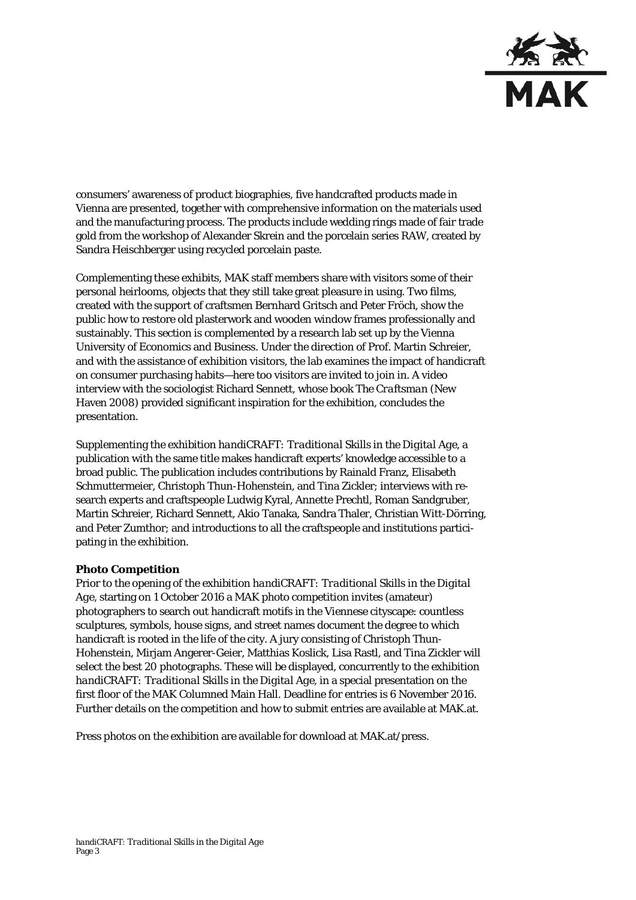consumers' awareness of product biographies, five handcrafted products made in Vienna are presented, together with comprehensive information on the materials used and the manufacturing process. The products include wedding rings made of fair trade gold from the workshop of Alexander Skrein and the porcelain series RAW, created by Sandra Heischberger using recycled porcelain paste.

Complementing these exhibits, MAK staff members share with visitors some of their personal heirlooms, objects that they still take great pleasure in using. Two films, created with the support of craftsmen Bernhard Gritsch and Peter Fröch, show the public how to restore old plasterwork and wooden window frames professionally and sustainably. This section is complemented by a research lab set up by the Vienna University of Economics and Business. Under the direction of Prof. Martin Schreier, and with the assistance of exhibition visitors, the lab examines the impact of handicraft on consumer purchasing habits—here too visitors are invited to join in. A video interview with the sociologist Richard Sennett, whose book *The Craftsman* (New Haven 2008) provided significant inspiration for the exhibition, concludes the presentation.

Supplementing the exhibition *handiCRAFT: Traditional Skills in the Digital Age*, a publication with the same title makes handicraft experts' knowledge accessible to a broad public. The publication includes contributions by Rainald Franz, Elisabeth Schmuttermeier, Christoph Thun-Hohenstein, and Tina Zickler; interviews with research experts and craftspeople Ludwig Kyral, Annette Prechtl, Roman Sandgruber, Martin Schreier, Richard Sennett, Akio Tanaka, Sandra Thaler, Christian Witt-Dörring, and Peter Zumthor; and introductions to all the craftspeople and institutions participating in the exhibition.

**Photo Competition**
Prior to the opening of the exhibition *handiCRAFT: Traditional Skills in the Digital Age*, starting on 1 October 2016 a MAK photo competition invites (amateur) photographers to search out handicraft motifs in the Viennese cityscape: countless sculptures, symbols, house signs, and street names document the degree to which handicraft is rooted in the life of the city. A jury consisting of Christoph Thun-Hohenstein, Mirjam Angerer-Geier, Matthias Koslick, Lisa Rastl, and Tina Zickler will select the best 20 photographs. These will be displayed, concurrently to the exhibition *handiCRAFT: Traditional Skills in the Digital Age*, in a special presentation on the first floor of the MAK Columned Main Hall. Deadline for entries is 6 November 2016. Further details on the competition and how to submit entries are available at MAK.at.

Press photos on the exhibition are available for download at MAK.at/press.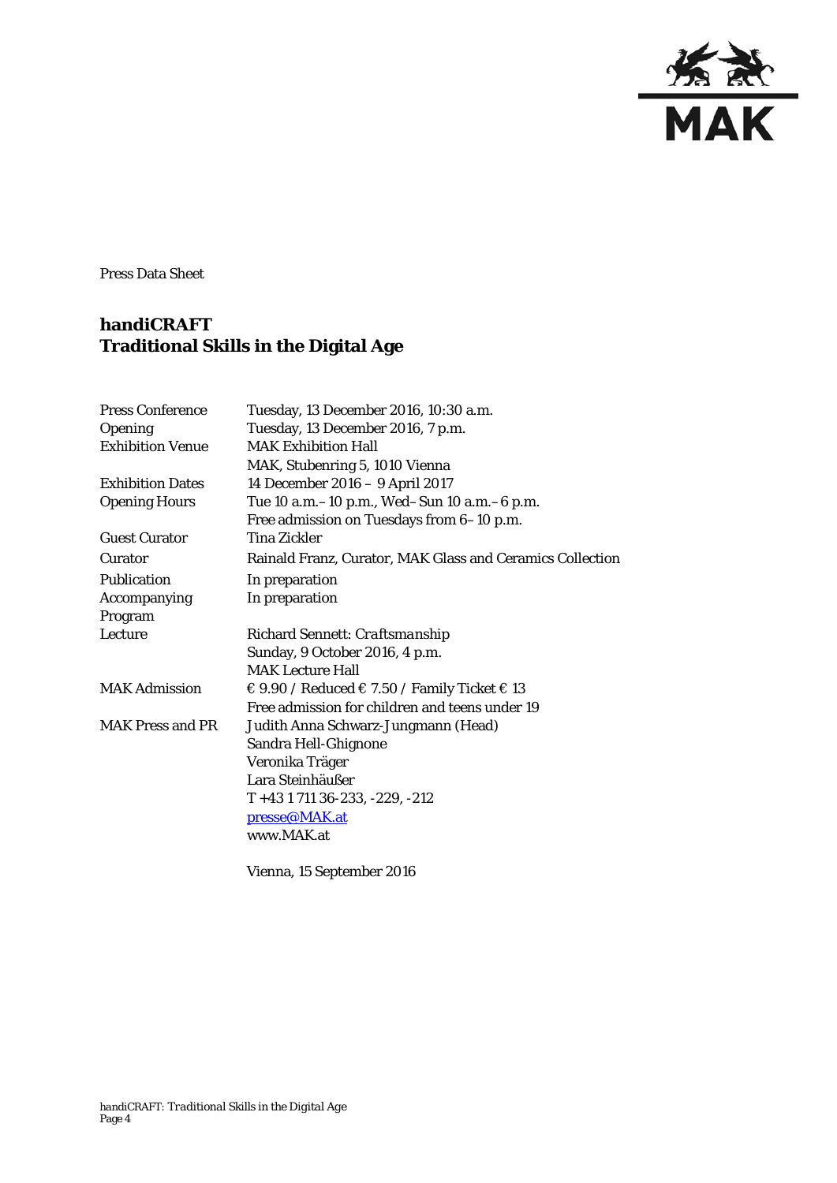Press Data Sheet

## handiCRAFT
## Traditional Skills in the Digital Age

| | |
|---|---|
| Press Conference | Tuesday, 13 December 2016, 10:30 a.m. |
| Opening | Tuesday, 13 December 2016, 7 p.m. |
| Exhibition Venue | MAK Exhibition Hall<br>MAK, Stubenring 5, 1010 Vienna |
| Exhibition Dates | 14 December 2016 – 9 April 2017 |
| Opening Hours | Tue 10 a.m.–10 p.m., Wed–Sun 10 a.m.–6 p.m.<br>Free admission on Tuesdays from 6–10 p.m. |
| Guest Curator | Tina Zickler |
| Curator | Rainald Franz, Curator, MAK Glass and Ceramics Collection |
| Publication | In preparation |
| Accompanying Program | In preparation |
| Lecture | Richard Sennett: *Craftsmanship*<br>Sunday, 9 October 2016, 4 p.m.<br>MAK Lecture Hall |
| MAK Admission | € 9.90 / Reduced € 7.50 / Family Ticket € 13<br>Free admission for children and teens under 19 |
| MAK Press and PR | Judith Anna Schwarz-Jungmann (Head)<br>Sandra Hell-Ghignone<br>Veronika Träger<br>Lara Steinhäußer<br>T +43 1 711 36-233, -229, -212<br>presse@MAK.at<br>www.MAK.at |

Vienna, 15 September 2016